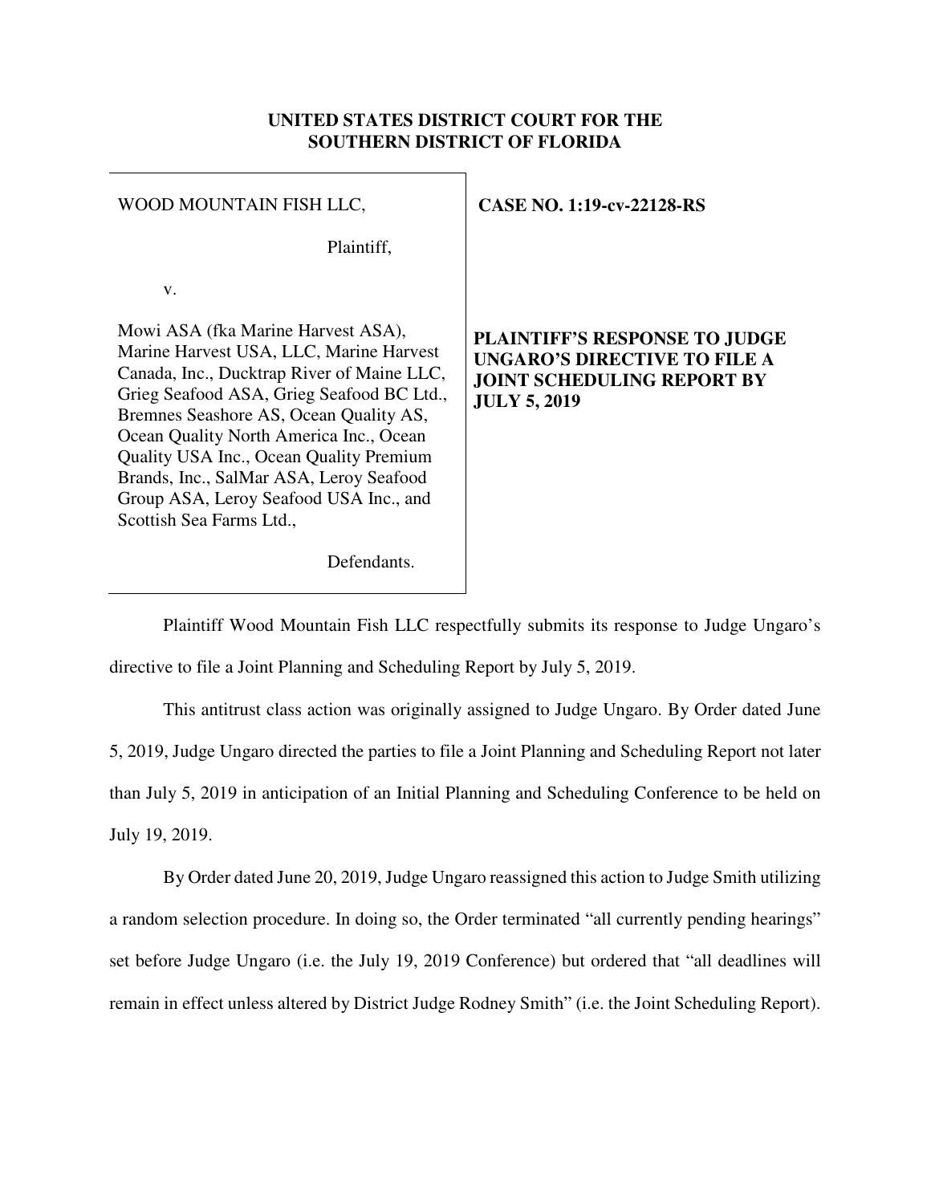**UNITED STATES DISTRICT COURT FOR THE SOUTHERN DISTRICT OF FLORIDA**

| | |
|---|---|
| WOOD MOUNTAIN FISH LLC,<br><br>Plaintiff,<br><br>v.<br><br>Mowi ASA (fka Marine Harvest ASA), Marine Harvest USA, LLC, Marine Harvest Canada, Inc., Ducktrap River of Maine LLC, Grieg Seafood ASA, Grieg Seafood BC Ltd., Bremnes Seashore AS, Ocean Quality AS, Ocean Quality North America Inc., Ocean Quality USA Inc., Ocean Quality Premium Brands, Inc., SalMar ASA, Leroy Seafood Group ASA, Leroy Seafood USA Inc., and Scottish Sea Farms Ltd.,<br><br>Defendants. | **CASE NO. 1:19-cv-22128-RS**<br><br>**PLAINTIFF'S RESPONSE TO JUDGE UNGARO'S DIRECTIVE TO FILE A JOINT SCHEDULING REPORT BY JULY 5, 2019** |

Plaintiff Wood Mountain Fish LLC respectfully submits its response to Judge Ungaro's directive to file a Joint Planning and Scheduling Report by July 5, 2019.

This antitrust class action was originally assigned to Judge Ungaro. By Order dated June 5, 2019, Judge Ungaro directed the parties to file a Joint Planning and Scheduling Report not later than July 5, 2019 in anticipation of an Initial Planning and Scheduling Conference to be held on July 19, 2019.

By Order dated June 20, 2019, Judge Ungaro reassigned this action to Judge Smith utilizing a random selection procedure. In doing so, the Order terminated "all currently pending hearings" set before Judge Ungaro (i.e. the July 19, 2019 Conference) but ordered that "all deadlines will remain in effect unless altered by District Judge Rodney Smith" (i.e. the Joint Scheduling Report).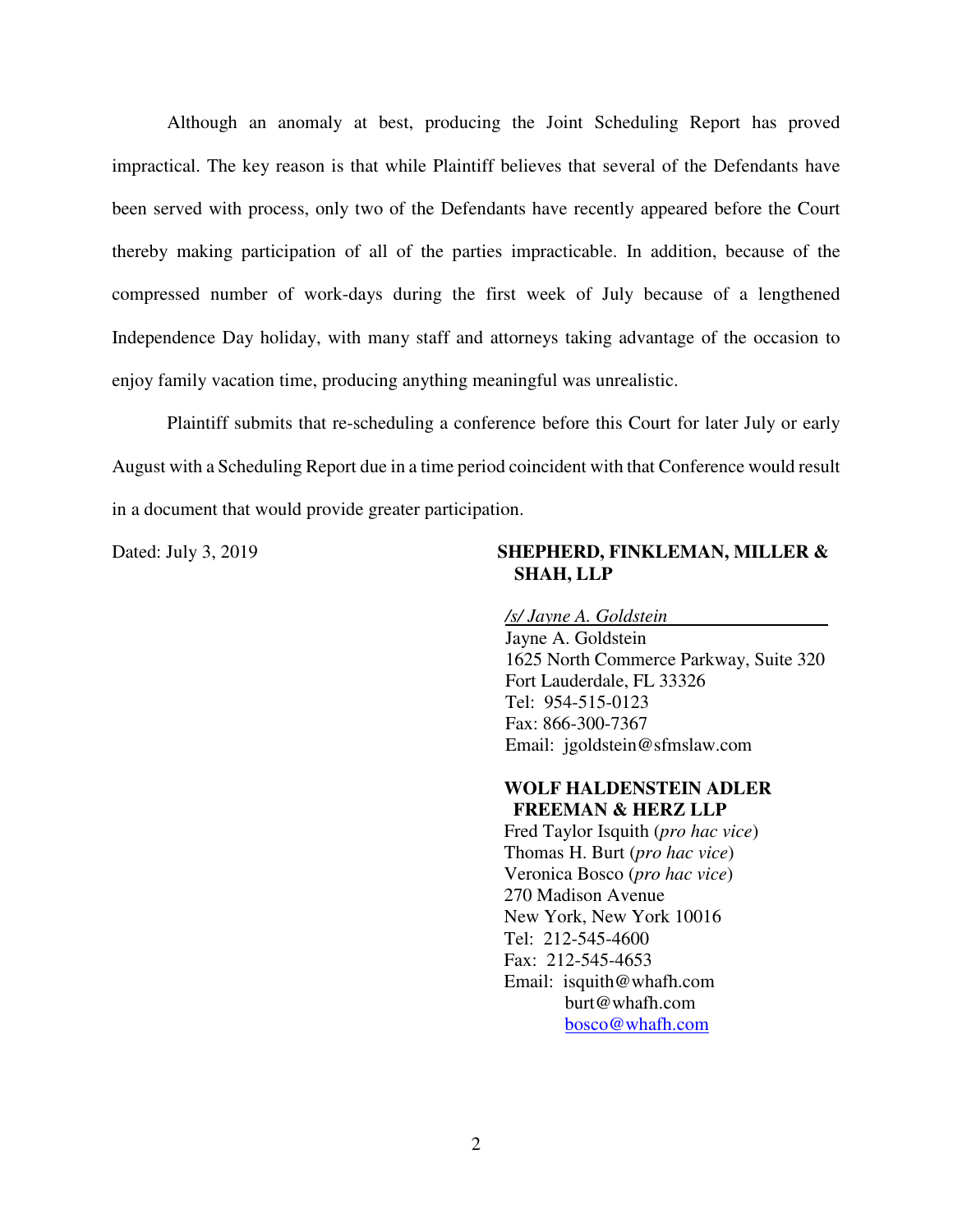Although an anomaly at best, producing the Joint Scheduling Report has proved impractical. The key reason is that while Plaintiff believes that several of the Defendants have been served with process, only two of the Defendants have recently appeared before the Court thereby making participation of all of the parties impracticable. In addition, because of the compressed number of work-days during the first week of July because of a lengthened Independence Day holiday, with many staff and attorneys taking advantage of the occasion to enjoy family vacation time, producing anything meaningful was unrealistic.

Plaintiff submits that re-scheduling a conference before this Court for later July or early August with a Scheduling Report due in a time period coincident with that Conference would result in a document that would provide greater participation.

Dated: July 3, 2019

**SHEPHERD, FINKLEMAN, MILLER & SHAH, LLP**

*/s/ Jayne A. Goldstein*
Jayne A. Goldstein
1625 North Commerce Parkway, Suite 320
Fort Lauderdale, FL 33326
Tel: 954-515-0123
Fax: 866-300-7367
Email: jgoldstein@sfmslaw.com

**WOLF HALDENSTEIN ADLER FREEMAN & HERZ LLP**
Fred Taylor Isquith (*pro hac vice*)
Thomas H. Burt (*pro hac vice*)
Veronica Bosco (*pro hac vice*)
270 Madison Avenue
New York, New York 10016
Tel: 212-545-4600
Fax: 212-545-4653
Email: isquith@whafh.com
burt@whafh.com
bosco@whafh.com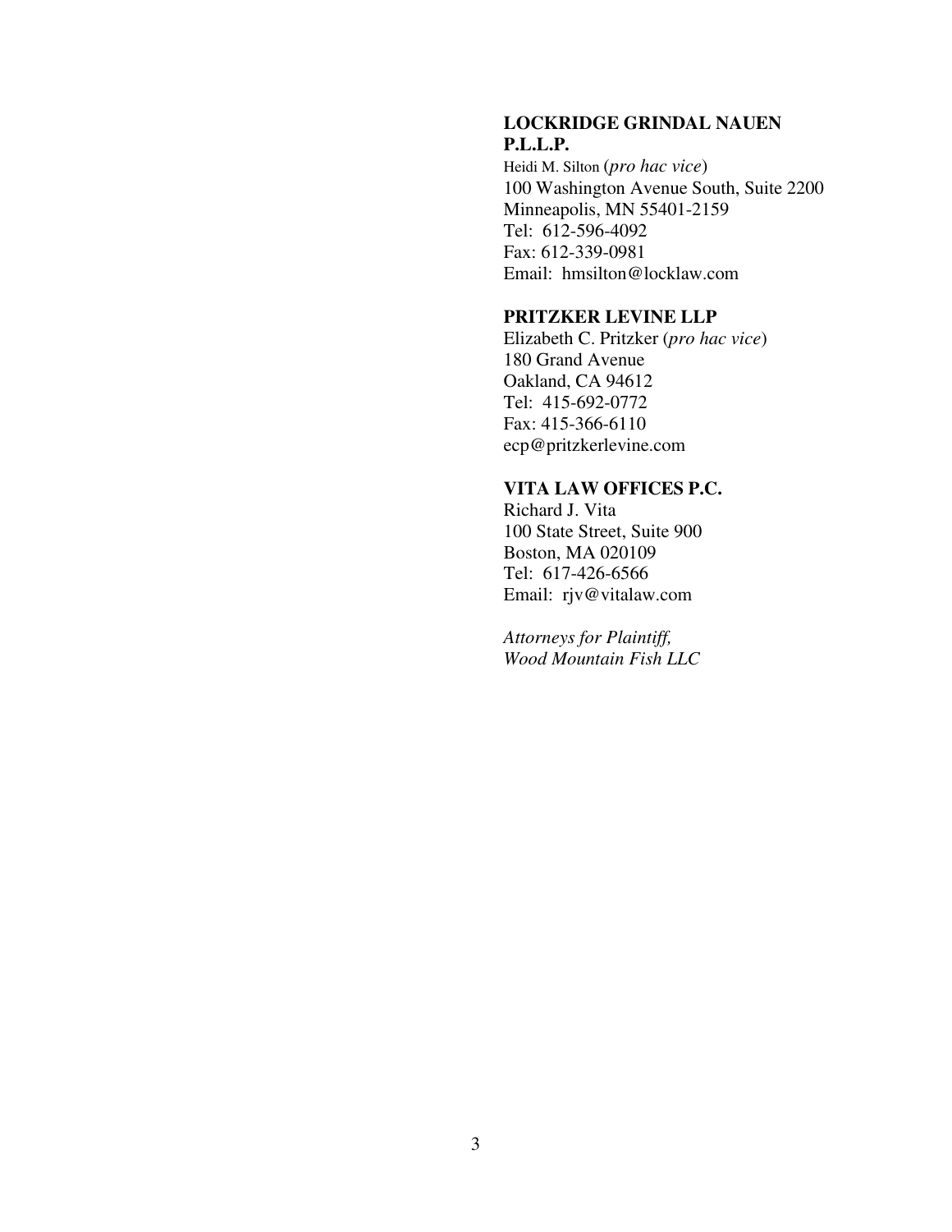**LOCKRIDGE GRINDAL NAUEN P.L.L.P.**
Heidi M. Silton (*pro hac vice*)
100 Washington Avenue South, Suite 2200
Minneapolis, MN 55401-2159
Tel: 612-596-4092
Fax: 612-339-0981
Email: hmsilton@locklaw.com

**PRITZKER LEVINE LLP**
Elizabeth C. Pritzker (*pro hac vice*)
180 Grand Avenue
Oakland, CA 94612
Tel: 415-692-0772
Fax: 415-366-6110
ecp@pritzkerlevine.com

**VITA LAW OFFICES P.C.**
Richard J. Vita
100 State Street, Suite 900
Boston, MA 020109
Tel: 617-426-6566
Email: rjv@vitalaw.com

*Attorneys for Plaintiff,*
*Wood Mountain Fish LLC*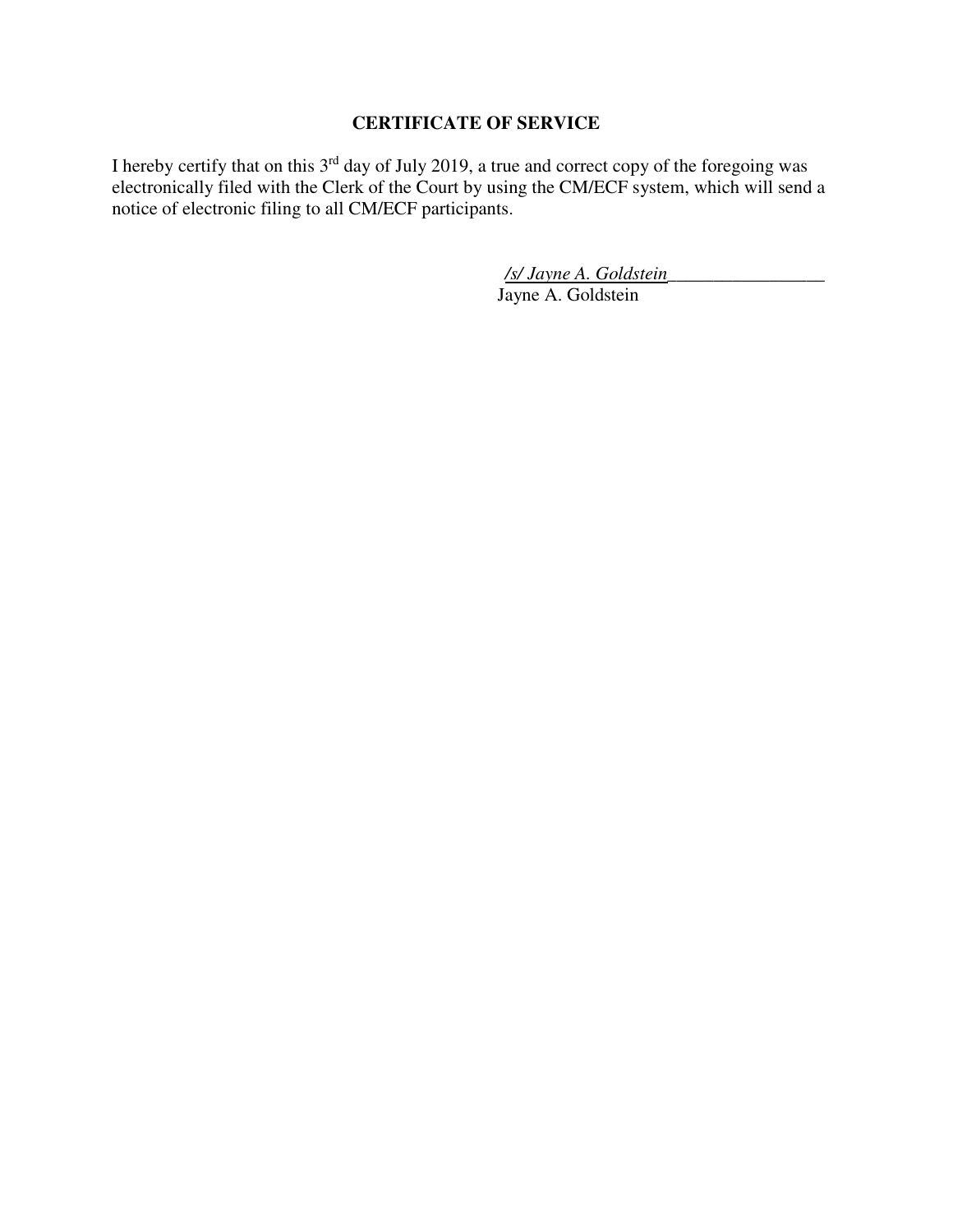## CERTIFICATE OF SERVICE

I hereby certify that on this 3rd day of July 2019, a true and correct copy of the foregoing was electronically filed with the Clerk of the Court by using the CM/ECF system, which will send a notice of electronic filing to all CM/ECF participants.

*/s/ Jayne A. Goldstein*
Jayne A. Goldstein